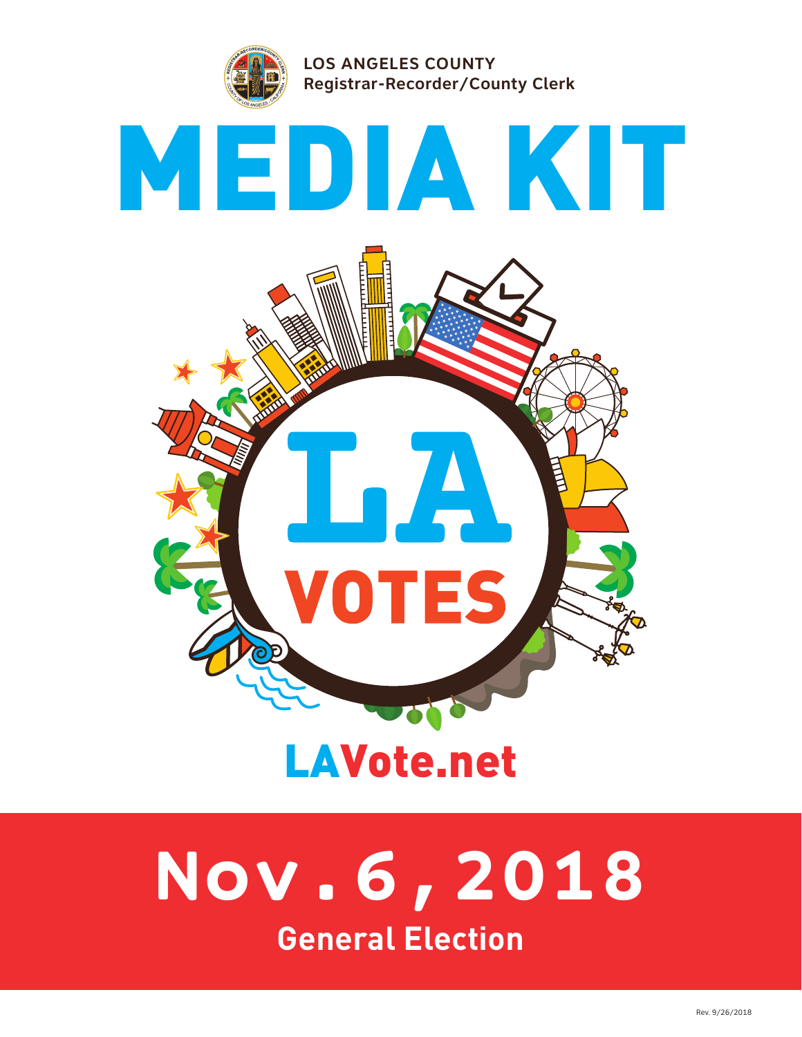LOS ANGELES COUNTY
Registrar-Recorder/County Clerk

# MEDIA KIT

LA VOTES

LAVote.net

## Nov. 6, 2018

**General Election**

Rev. 9/26/2018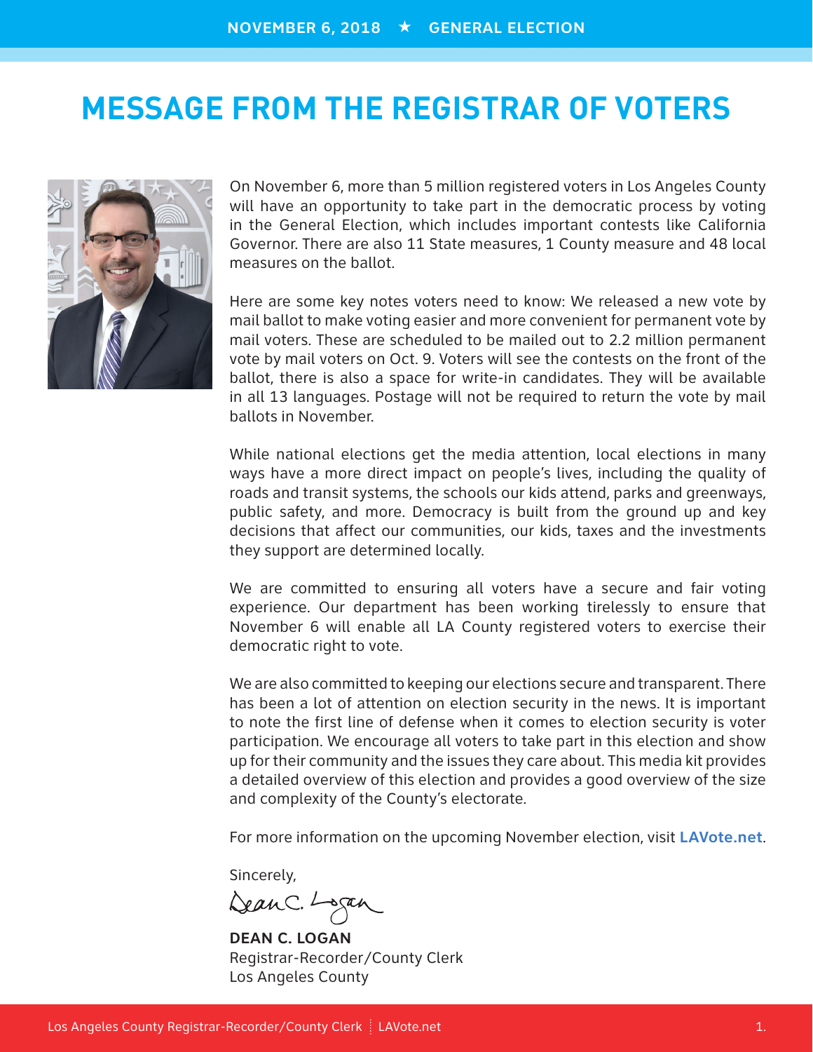# MESSAGE FROM THE REGISTRAR OF VOTERS

On November 6, more than 5 million registered voters in Los Angeles County will have an opportunity to take part in the democratic process by voting in the General Election, which includes important contests like California Governor. There are also 11 State measures, 1 County measure and 48 local measures on the ballot.

Here are some key notes voters need to know: We released a new vote by mail ballot to make voting easier and more convenient for permanent vote by mail voters. These are scheduled to be mailed out to 2.2 million permanent vote by mail voters on Oct. 9. Voters will see the contests on the front of the ballot, there is also a space for write-in candidates. They will be available in all 13 languages. Postage will not be required to return the vote by mail ballots in November.

While national elections get the media attention, local elections in many ways have a more direct impact on people's lives, including the quality of roads and transit systems, the schools our kids attend, parks and greenways, public safety, and more. Democracy is built from the ground up and key decisions that affect our communities, our kids, taxes and the investments they support are determined locally.

We are committed to ensuring all voters have a secure and fair voting experience. Our department has been working tirelessly to ensure that November 6 will enable all LA County registered voters to exercise their democratic right to vote.

We are also committed to keeping our elections secure and transparent. There has been a lot of attention on election security in the news. It is important to note the first line of defense when it comes to election security is voter participation. We encourage all voters to take part in this election and show up for their community and the issues they care about. This media kit provides a detailed overview of this election and provides a good overview of the size and complexity of the County's electorate.

For more information on the upcoming November election, visit **LAVote.net**.

Sincerely,

**DEAN C. LOGAN**
Registrar-Recorder/County Clerk
Los Angeles County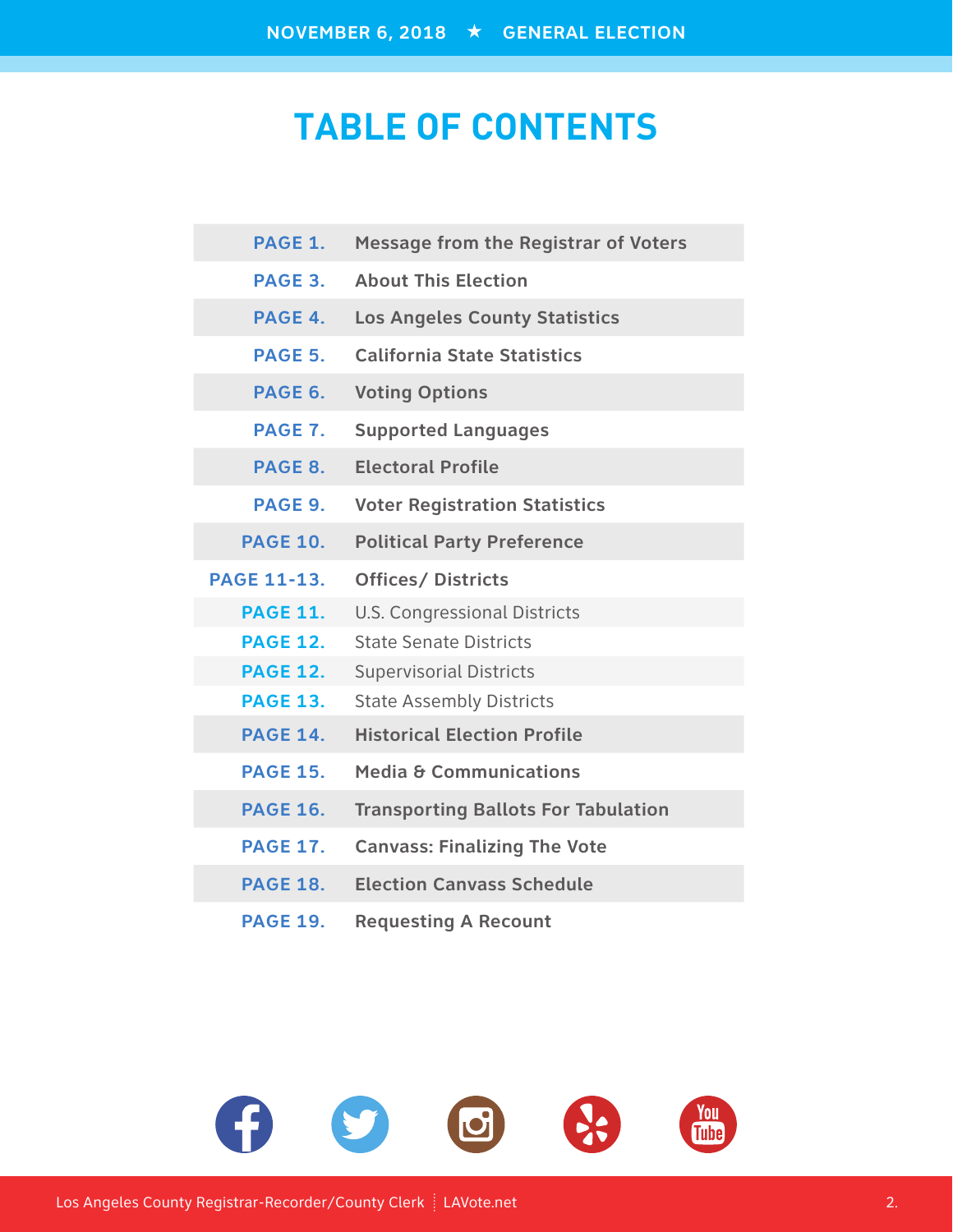# TABLE OF CONTENTS

| Page | Section |
|---|---|
| PAGE 1. | Message from the Registrar of Voters |
| PAGE 3. | About This Election |
| PAGE 4. | Los Angeles County Statistics |
| PAGE 5. | California State Statistics |
| PAGE 6. | Voting Options |
| PAGE 7. | Supported Languages |
| PAGE 8. | Electoral Profile |
| PAGE 9. | Voter Registration Statistics |
| PAGE 10. | Political Party Preference |
| PAGE 11-13. | Offices/ Districts |
| PAGE 11. | U.S. Congressional Districts |
| PAGE 12. | State Senate Districts |
| PAGE 12. | Supervisorial Districts |
| PAGE 13. | State Assembly Districts |
| PAGE 14. | Historical Election Profile |
| PAGE 15. | Media & Communications |
| PAGE 16. | Transporting Ballots For Tabulation |
| PAGE 17. | Canvass: Finalizing The Vote |
| PAGE 18. | Election Canvass Schedule |
| PAGE 19. | Requesting A Recount |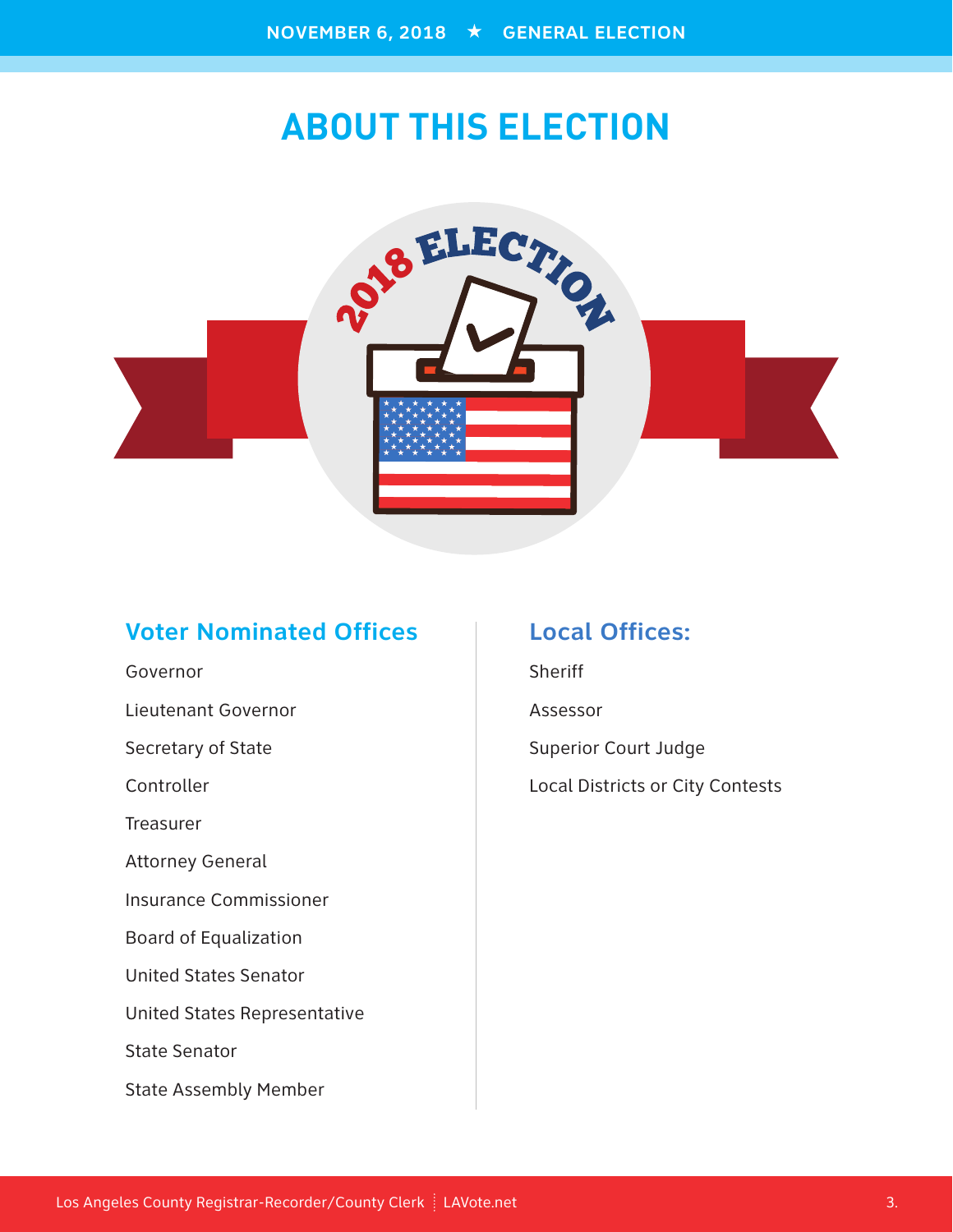# ABOUT THIS ELECTION

## Voter Nominated Offices

Governor

Lieutenant Governor

Secretary of State

Controller

Treasurer

Attorney General

Insurance Commissioner

Board of Equalization

United States Senator

United States Representative

State Senator

State Assembly Member

## Local Offices:

Sheriff

Assessor

Superior Court Judge

Local Districts or City Contests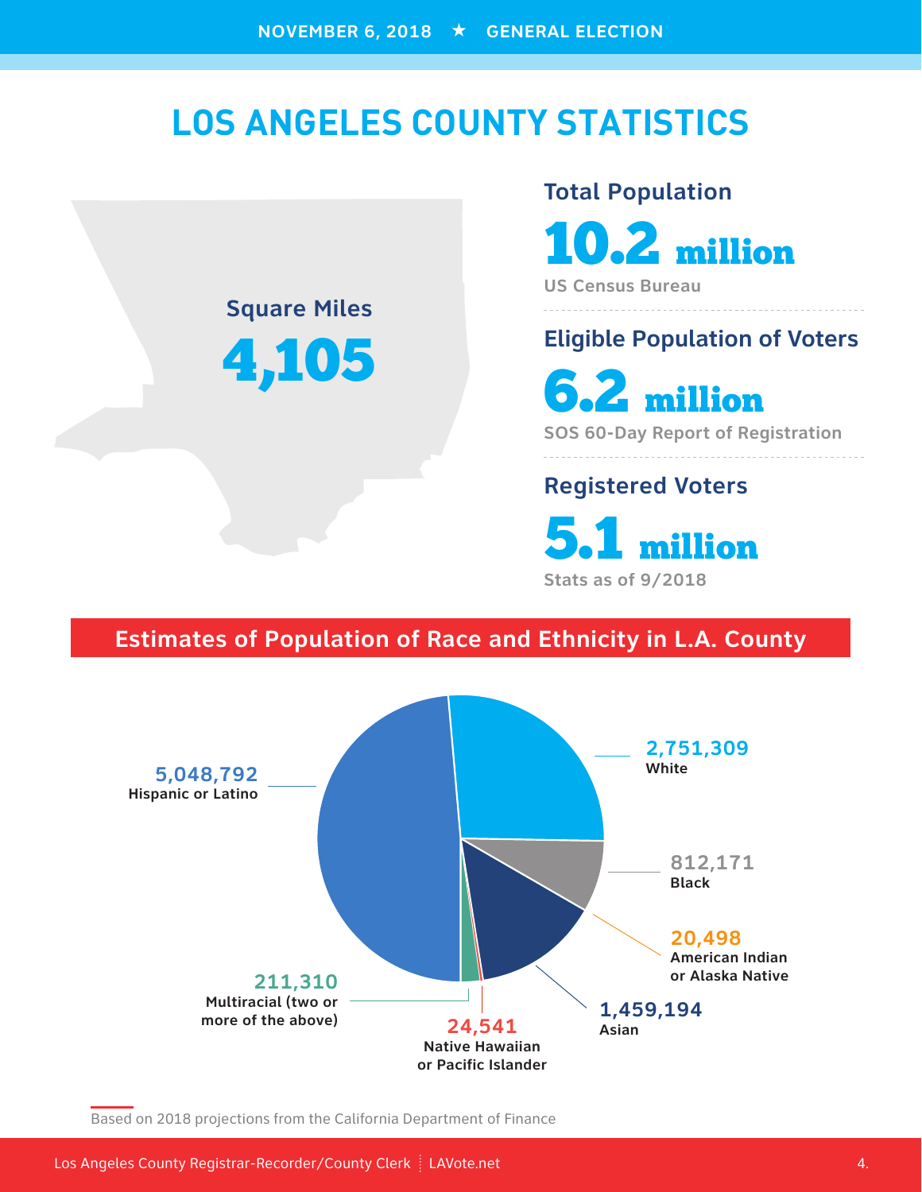NOVEMBER 6, 2018 ★ GENERAL ELECTION

# LOS ANGELES COUNTY STATISTICS

**Square Miles**

**4,105**

**Total Population**

**10.2 million**

US Census Bureau

**Eligible Population of Voters**

**6.2 million**

SOS 60-Day Report of Registration

**Registered Voters**

**5.1 million**

Stats as of 9/2018

## Estimates of Population of Race and Ethnicity in L.A. County

| Race/Ethnicity | Population |
| --- | --- |
| Hispanic or Latino | 5,048,792 |
| White | 2,751,309 |
| Black | 812,171 |
| American Indian or Alaska Native | 20,498 |
| Asian | 1,459,194 |
| Native Hawaiian or Pacific Islander | 24,541 |
| Multiracial (two or more of the above) | 211,310 |

Based on 2018 projections from the California Department of Finance

Los Angeles County Registrar-Recorder/County Clerk | LAVote.net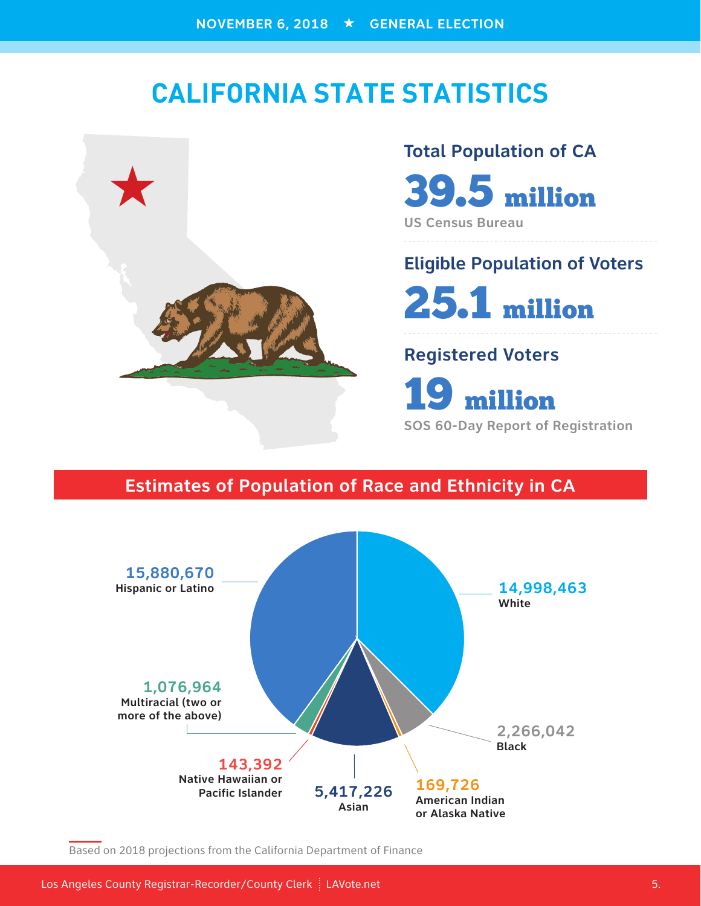NOVEMBER 6, 2018 ★ GENERAL ELECTION

# CALIFORNIA STATE STATISTICS

**Total Population of CA**

**39.5 million**

US Census Bureau

**Eligible Population of Voters**

**25.1 million**

**Registered Voters**

**19 million**

SOS 60-Day Report of Registration

## Estimates of Population of Race and Ethnicity in CA

| Race/Ethnicity | Population |
|---|---|
| Hispanic or Latino | 15,880,670 |
| White | 14,998,463 |
| Multiracial (two or more of the above) | 1,076,964 |
| Black | 2,266,042 |
| Native Hawaiian or Pacific Islander | 143,392 |
| Asian | 5,417,226 |
| American Indian or Alaska Native | 169,726 |

Based on 2018 projections from the California Department of Finance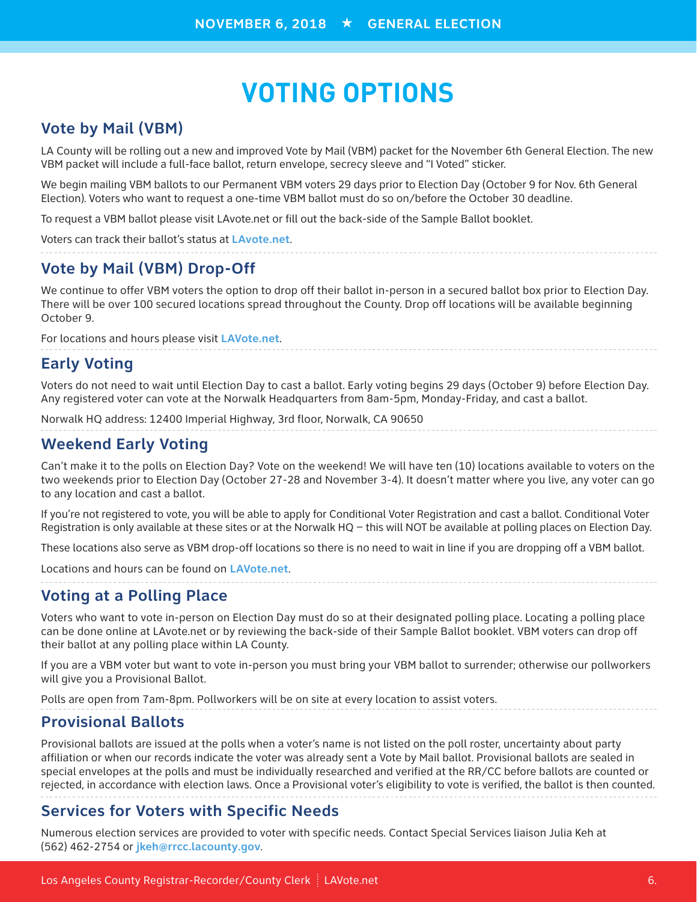# VOTING OPTIONS

## Vote by Mail (VBM)

LA County will be rolling out a new and improved Vote by Mail (VBM) packet for the November 6th General Election. The new VBM packet will include a full-face ballot, return envelope, secrecy sleeve and "I Voted" sticker.

We begin mailing VBM ballots to our Permanent VBM voters 29 days prior to Election Day (October 9 for Nov. 6th General Election). Voters who want to request a one-time VBM ballot must do so on/before the October 30 deadline.

To request a VBM ballot please visit LAvote.net or fill out the back-side of the Sample Ballot booklet.

Voters can track their ballot's status at **LAvote.net**.

## Vote by Mail (VBM) Drop-Off

We continue to offer VBM voters the option to drop off their ballot in-person in a secured ballot box prior to Election Day. There will be over 100 secured locations spread throughout the County. Drop off locations will be available beginning October 9.

For locations and hours please visit **LAVote.net**.

## Early Voting

Voters do not need to wait until Election Day to cast a ballot. Early voting begins 29 days (October 9) before Election Day. Any registered voter can vote at the Norwalk Headquarters from 8am-5pm, Monday-Friday, and cast a ballot.

Norwalk HQ address: 12400 Imperial Highway, 3rd floor, Norwalk, CA 90650

## Weekend Early Voting

Can't make it to the polls on Election Day? Vote on the weekend! We will have ten (10) locations available to voters on the two weekends prior to Election Day (October 27-28 and November 3-4). It doesn't matter where you live, any voter can go to any location and cast a ballot.

If you're not registered to vote, you will be able to apply for Conditional Voter Registration and cast a ballot. Conditional Voter Registration is only available at these sites or at the Norwalk HQ – this will NOT be available at polling places on Election Day.

These locations also serve as VBM drop-off locations so there is no need to wait in line if you are dropping off a VBM ballot.

Locations and hours can be found on **LAVote.net**.

## Voting at a Polling Place

Voters who want to vote in-person on Election Day must do so at their designated polling place. Locating a polling place can be done online at LAvote.net or by reviewing the back-side of their Sample Ballot booklet. VBM voters can drop off their ballot at any polling place within LA County.

If you are a VBM voter but want to vote in-person you must bring your VBM ballot to surrender; otherwise our pollworkers will give you a Provisional Ballot.

Polls are open from 7am-8pm. Pollworkers will be on site at every location to assist voters.

## Provisional Ballots

Provisional ballots are issued at the polls when a voter's name is not listed on the poll roster, uncertainty about party affiliation or when our records indicate the voter was already sent a Vote by Mail ballot. Provisional ballots are sealed in special envelopes at the polls and must be individually researched and verified at the RR/CC before ballots are counted or rejected, in accordance with election laws. Once a Provisional voter's eligibility to vote is verified, the ballot is then counted.

## Services for Voters with Specific Needs

Numerous election services are provided to voter with specific needs. Contact Special Services liaison Julia Keh at (562) 462-2754 or **jkeh@rrcc.lacounty.gov**.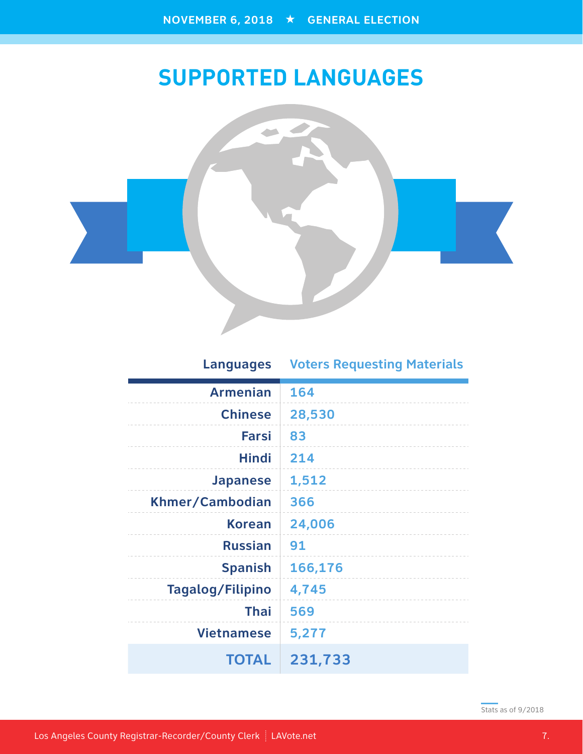# SUPPORTED LANGUAGES

| Languages | Voters Requesting Materials |
|---|---|
| Armenian | 164 |
| Chinese | 28,530 |
| Farsi | 83 |
| Hindi | 214 |
| Japanese | 1,512 |
| Khmer/Cambodian | 366 |
| Korean | 24,006 |
| Russian | 91 |
| Spanish | 166,176 |
| Tagalog/Filipino | 4,745 |
| Thai | 569 |
| Vietnamese | 5,277 |
| **TOTAL** | **231,733** |

Stats as of 9/2018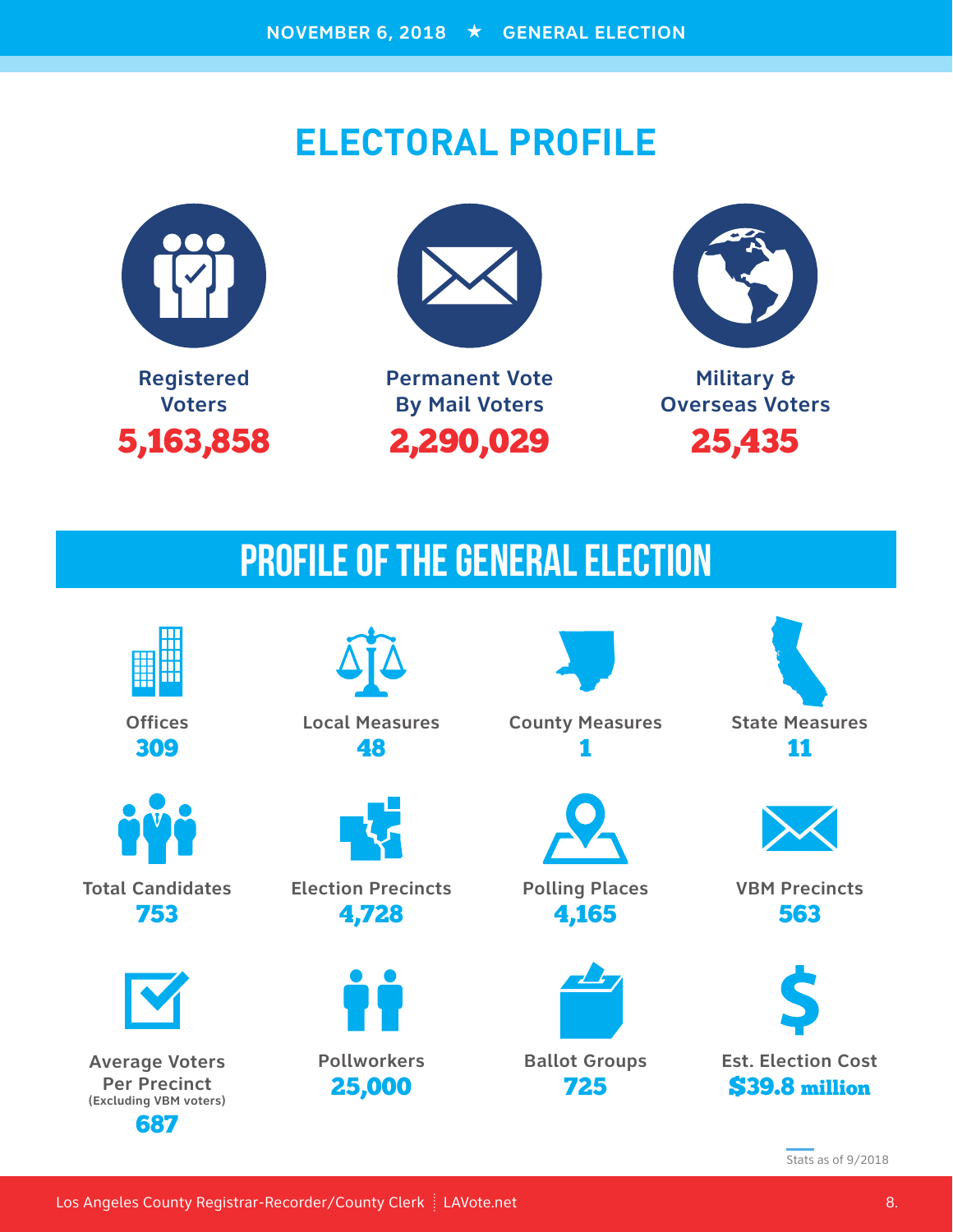NOVEMBER 6, 2018 ★ GENERAL ELECTION

# ELECTORAL PROFILE

**Registered Voters**
**5,163,858**

**Permanent Vote By Mail Voters**
**2,290,029**

**Military & Overseas Voters**
**25,435**

## PROFILE OF THE GENERAL ELECTION

**Offices**
**309**

**Local Measures**
**48**

**County Measures**
**1**

**State Measures**
**11**

**Total Candidates**
**753**

**Election Precincts**
**4,728**

**Polling Places**
**4,165**

**VBM Precincts**
**563**

**Average Voters Per Precinct**
(Excluding VBM voters)
**687**

**Pollworkers**
**25,000**

**Ballot Groups**
**725**

**Est. Election Cost**
**$39.8 million**

Stats as of 9/2018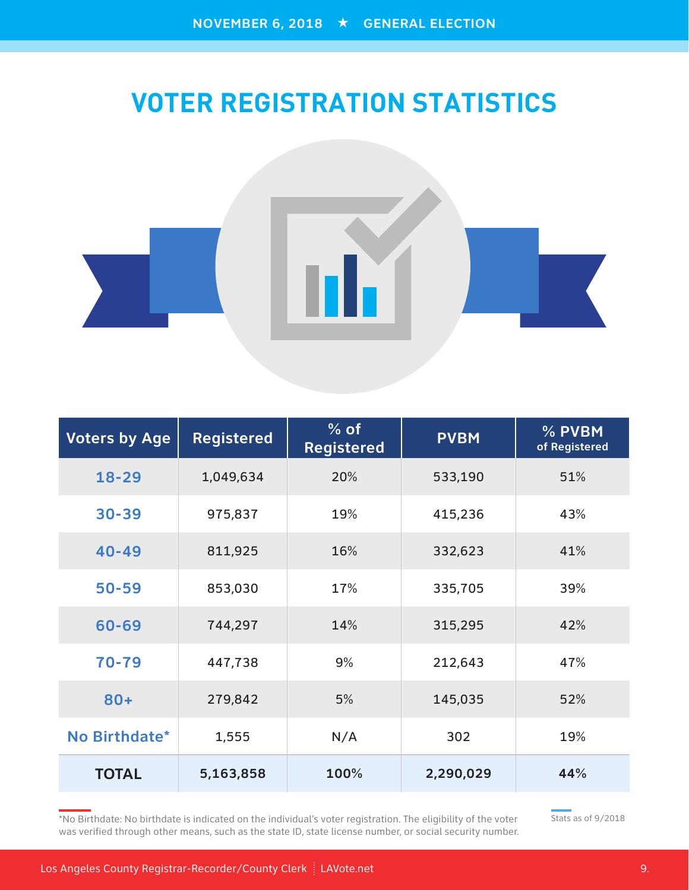NOVEMBER 6, 2018 ★ GENERAL ELECTION

# VOTER REGISTRATION STATISTICS

| Voters by Age | Registered | % of Registered | PVBM | % PVBM of Registered |
|---|---|---|---|---|
| 18-29 | 1,049,634 | 20% | 533,190 | 51% |
| 30-39 | 975,837 | 19% | 415,236 | 43% |
| 40-49 | 811,925 | 16% | 332,623 | 41% |
| 50-59 | 853,030 | 17% | 335,705 | 39% |
| 60-69 | 744,297 | 14% | 315,295 | 42% |
| 70-79 | 447,738 | 9% | 212,643 | 47% |
| 80+ | 279,842 | 5% | 145,035 | 52% |
| No Birthdate* | 1,555 | N/A | 302 | 19% |
| **TOTAL** | **5,163,858** | **100%** | **2,290,029** | **44%** |

*No Birthdate: No birthdate is indicated on the individual's voter registration. The eligibility of the voter was verified through other means, such as the state ID, state license number, or social security number.

Stats as of 9/2018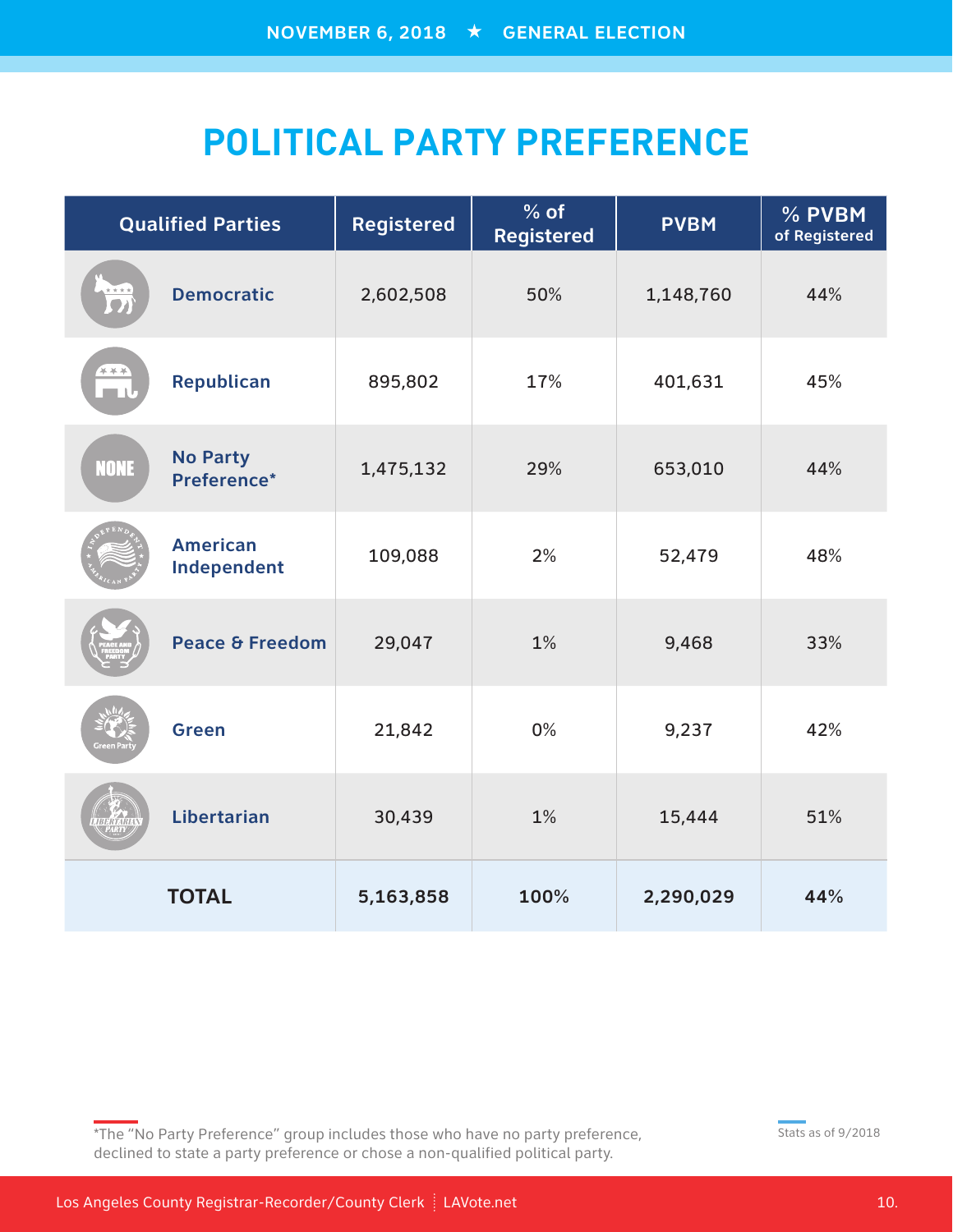# POLITICAL PARTY PREFERENCE

| Qualified Parties | Registered | % of Registered | PVBM | % PVBM of Registered |
|---|---|---|---|---|
| Democratic | 2,602,508 | 50% | 1,148,760 | 44% |
| Republican | 895,802 | 17% | 401,631 | 45% |
| No Party Preference* | 1,475,132 | 29% | 653,010 | 44% |
| American Independent | 109,088 | 2% | 52,479 | 48% |
| Peace & Freedom | 29,047 | 1% | 9,468 | 33% |
| Green | 21,842 | 0% | 9,237 | 42% |
| Libertarian | 30,439 | 1% | 15,444 | 51% |
| **TOTAL** | **5,163,858** | **100%** | **2,290,029** | **44%** |

*The "No Party Preference" group includes those who have no party preference, declined to state a party preference or chose a non-qualified political party.

Stats as of 9/2018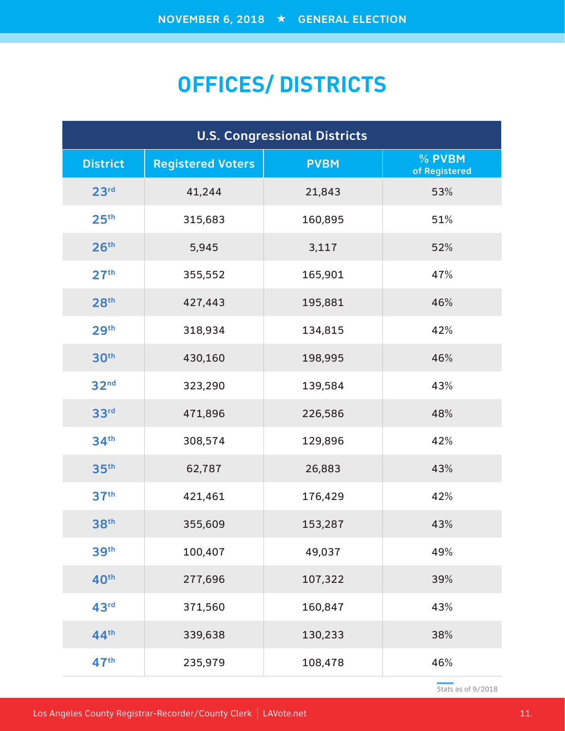# OFFICES/ DISTRICTS

| U.S. Congressional Districts | | | |
|---|---|---|---|
| District | Registered Voters | PVBM | % PVBM of Registered |
| 23rd | 41,244 | 21,843 | 53% |
| 25th | 315,683 | 160,895 | 51% |
| 26th | 5,945 | 3,117 | 52% |
| 27th | 355,552 | 165,901 | 47% |
| 28th | 427,443 | 195,881 | 46% |
| 29th | 318,934 | 134,815 | 42% |
| 30th | 430,160 | 198,995 | 46% |
| 32nd | 323,290 | 139,584 | 43% |
| 33rd | 471,896 | 226,586 | 48% |
| 34th | 308,574 | 129,896 | 42% |
| 35th | 62,787 | 26,883 | 43% |
| 37th | 421,461 | 176,429 | 42% |
| 38th | 355,609 | 153,287 | 43% |
| 39th | 100,407 | 49,037 | 49% |
| 40th | 277,696 | 107,322 | 39% |
| 43rd | 371,560 | 160,847 | 43% |
| 44th | 339,638 | 130,233 | 38% |
| 47th | 235,979 | 108,478 | 46% |

Stats as of 9/2018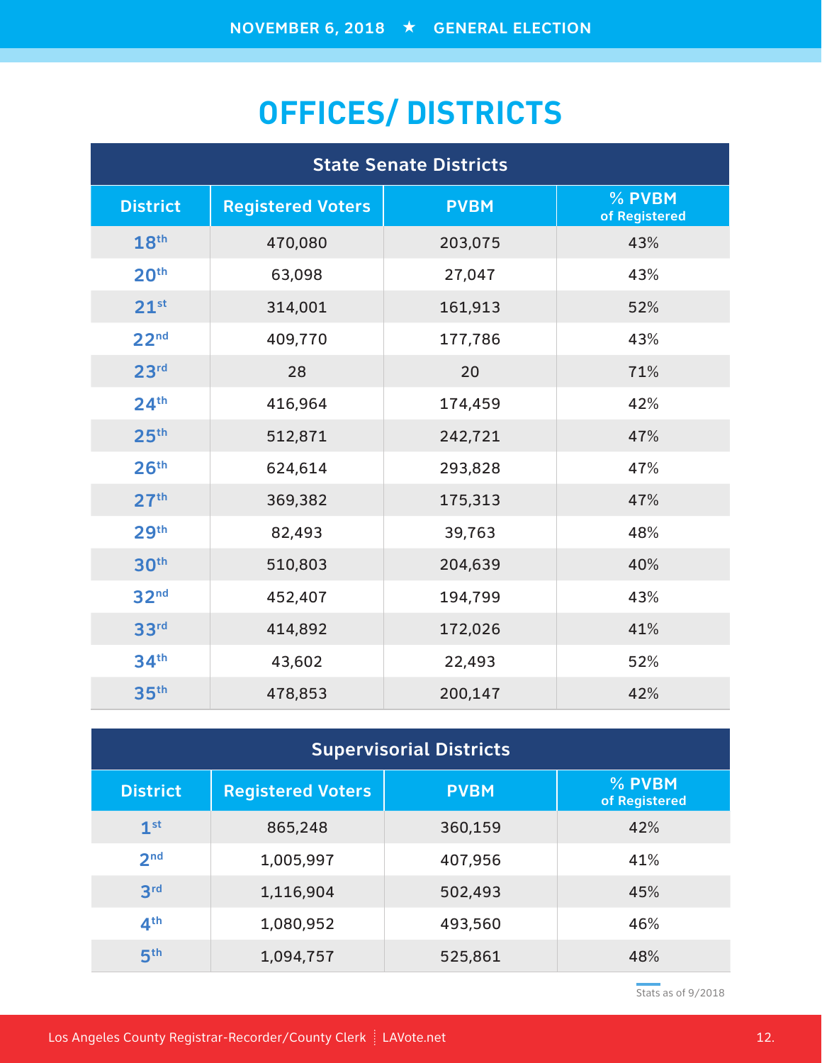# OFFICES/ DISTRICTS

| State Senate Districts | | | |
|---|---|---|---|
| District | Registered Voters | PVBM | % PVBM of Registered |
| 18th | 470,080 | 203,075 | 43% |
| 20th | 63,098 | 27,047 | 43% |
| 21st | 314,001 | 161,913 | 52% |
| 22nd | 409,770 | 177,786 | 43% |
| 23rd | 28 | 20 | 71% |
| 24th | 416,964 | 174,459 | 42% |
| 25th | 512,871 | 242,721 | 47% |
| 26th | 624,614 | 293,828 | 47% |
| 27th | 369,382 | 175,313 | 47% |
| 29th | 82,493 | 39,763 | 48% |
| 30th | 510,803 | 204,639 | 40% |
| 32nd | 452,407 | 194,799 | 43% |
| 33rd | 414,892 | 172,026 | 41% |
| 34th | 43,602 | 22,493 | 52% |
| 35th | 478,853 | 200,147 | 42% |

| Supervisorial Districts | | | |
|---|---|---|---|
| District | Registered Voters | PVBM | % PVBM of Registered |
| 1st | 865,248 | 360,159 | 42% |
| 2nd | 1,005,997 | 407,956 | 41% |
| 3rd | 1,116,904 | 502,493 | 45% |
| 4th | 1,080,952 | 493,560 | 46% |
| 5th | 1,094,757 | 525,861 | 48% |

Stats as of 9/2018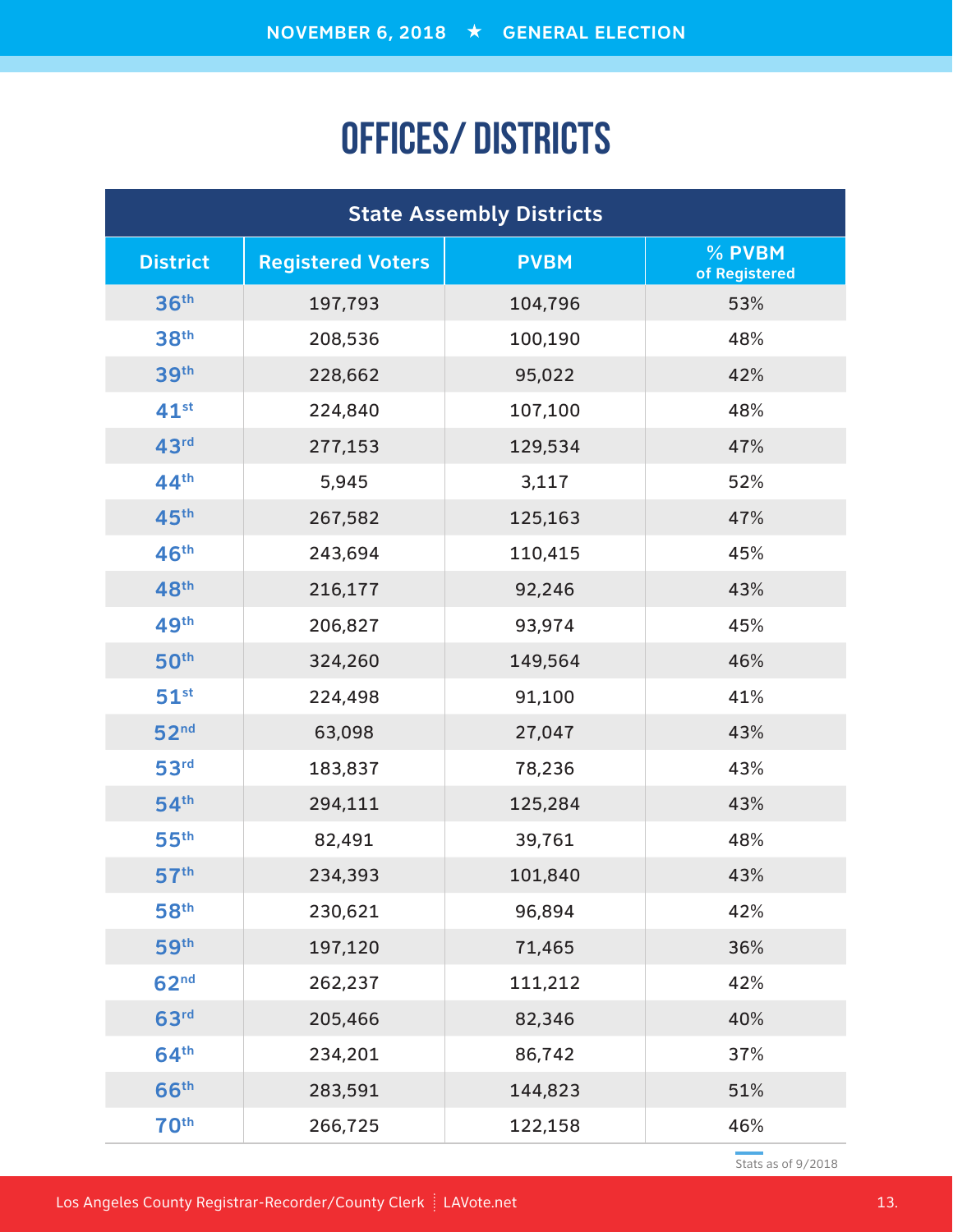# OFFICES/ DISTRICTS

| State Assembly Districts | | | |
|---|---|---|---|
| District | Registered Voters | PVBM | % PVBM of Registered |
| 36th | 197,793 | 104,796 | 53% |
| 38th | 208,536 | 100,190 | 48% |
| 39th | 228,662 | 95,022 | 42% |
| 41st | 224,840 | 107,100 | 48% |
| 43rd | 277,153 | 129,534 | 47% |
| 44th | 5,945 | 3,117 | 52% |
| 45th | 267,582 | 125,163 | 47% |
| 46th | 243,694 | 110,415 | 45% |
| 48th | 216,177 | 92,246 | 43% |
| 49th | 206,827 | 93,974 | 45% |
| 50th | 324,260 | 149,564 | 46% |
| 51st | 224,498 | 91,100 | 41% |
| 52nd | 63,098 | 27,047 | 43% |
| 53rd | 183,837 | 78,236 | 43% |
| 54th | 294,111 | 125,284 | 43% |
| 55th | 82,491 | 39,761 | 48% |
| 57th | 234,393 | 101,840 | 43% |
| 58th | 230,621 | 96,894 | 42% |
| 59th | 197,120 | 71,465 | 36% |
| 62nd | 262,237 | 111,212 | 42% |
| 63rd | 205,466 | 82,346 | 40% |
| 64th | 234,201 | 86,742 | 37% |
| 66th | 283,591 | 144,823 | 51% |
| 70th | 266,725 | 122,158 | 46% |

Stats as of 9/2018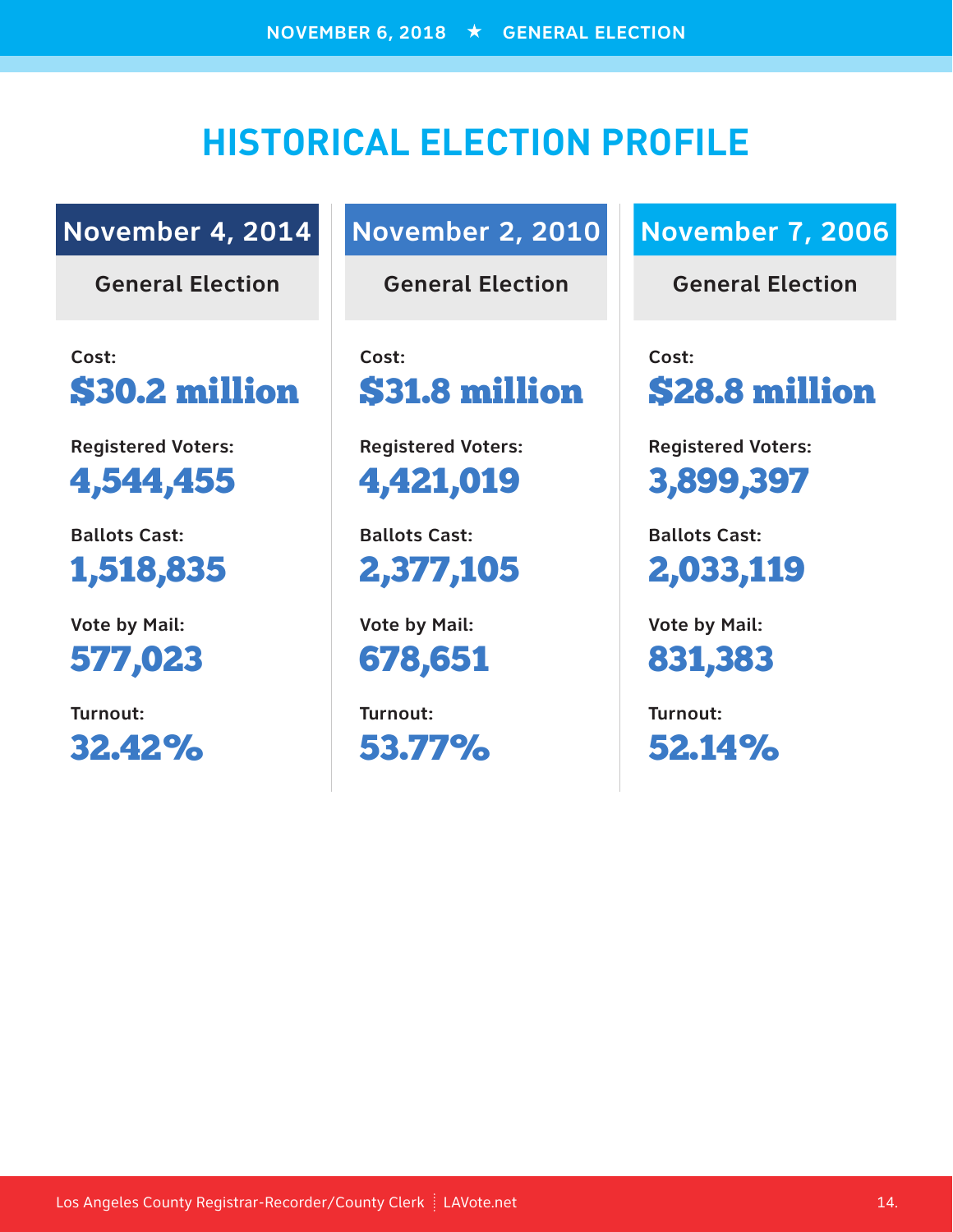# HISTORICAL ELECTION PROFILE

## November 4, 2014

**General Election**

Cost:
**$30.2 million**

Registered Voters:
**4,544,455**

Ballots Cast:
**1,518,835**

Vote by Mail:
**577,023**

Turnout:
**32.42%**

## November 2, 2010

**General Election**

Cost:
**$31.8 million**

Registered Voters:
**4,421,019**

Ballots Cast:
**2,377,105**

Vote by Mail:
**678,651**

Turnout:
**53.77%**

## November 7, 2006

**General Election**

Cost:
**$28.8 million**

Registered Voters:
**3,899,397**

Ballots Cast:
**2,033,119**

Vote by Mail:
**831,383**

Turnout:
**52.14%**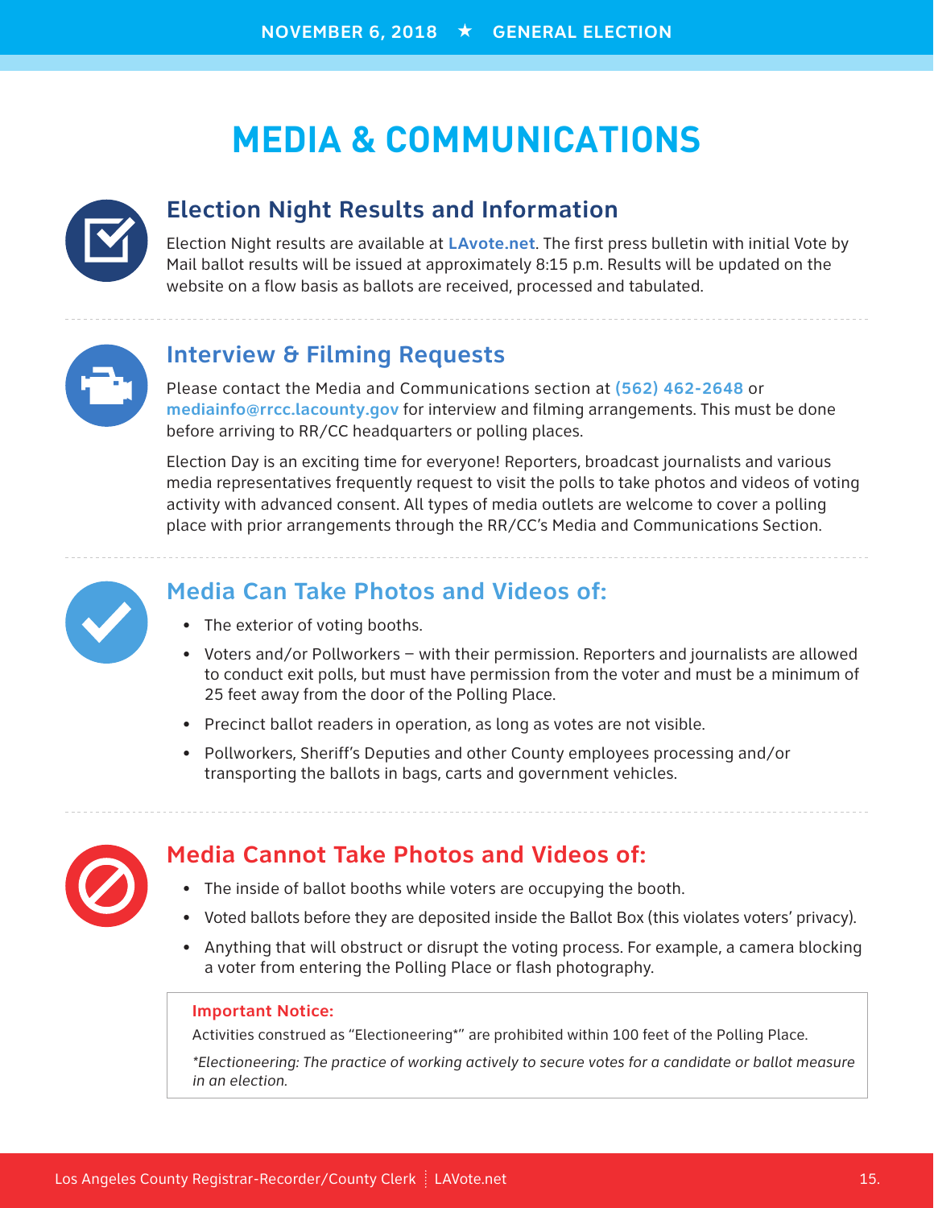# MEDIA & COMMUNICATIONS

## Election Night Results and Information

Election Night results are available at **LAvote.net**. The first press bulletin with initial Vote by Mail ballot results will be issued at approximately 8:15 p.m. Results will be updated on the website on a flow basis as ballots are received, processed and tabulated.

## Interview & Filming Requests

Please contact the Media and Communications section at **(562) 462-2648** or **mediainfo@rrcc.lacounty.gov** for interview and filming arrangements. This must be done before arriving to RR/CC headquarters or polling places.

Election Day is an exciting time for everyone! Reporters, broadcast journalists and various media representatives frequently request to visit the polls to take photos and videos of voting activity with advanced consent. All types of media outlets are welcome to cover a polling place with prior arrangements through the RR/CC's Media and Communications Section.

## Media Can Take Photos and Videos of:

- The exterior of voting booths.
- Voters and/or Pollworkers – with their permission. Reporters and journalists are allowed to conduct exit polls, but must have permission from the voter and must be a minimum of 25 feet away from the door of the Polling Place.
- Precinct ballot readers in operation, as long as votes are not visible.
- Pollworkers, Sheriff's Deputies and other County employees processing and/or transporting the ballots in bags, carts and government vehicles.

## Media Cannot Take Photos and Videos of:

- The inside of ballot booths while voters are occupying the booth.
- Voted ballots before they are deposited inside the Ballot Box (this violates voters' privacy).
- Anything that will obstruct or disrupt the voting process. For example, a camera blocking a voter from entering the Polling Place or flash photography.

**Important Notice:**

Activities construed as "Electioneering*" are prohibited within 100 feet of the Polling Place.

*\*Electioneering: The practice of working actively to secure votes for a candidate or ballot measure in an election.*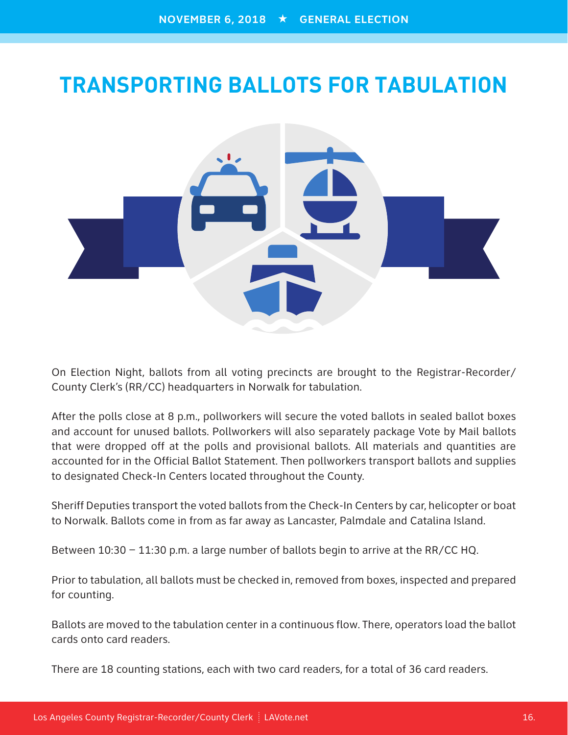# TRANSPORTING BALLOTS FOR TABULATION

On Election Night, ballots from all voting precincts are brought to the Registrar-Recorder/County Clerk's (RR/CC) headquarters in Norwalk for tabulation.

After the polls close at 8 p.m., pollworkers will secure the voted ballots in sealed ballot boxes and account for unused ballots. Pollworkers will also separately package Vote by Mail ballots that were dropped off at the polls and provisional ballots. All materials and quantities are accounted for in the Official Ballot Statement. Then pollworkers transport ballots and supplies to designated Check-In Centers located throughout the County.

Sheriff Deputies transport the voted ballots from the Check-In Centers by car, helicopter or boat to Norwalk. Ballots come in from as far away as Lancaster, Palmdale and Catalina Island.

Between 10:30 – 11:30 p.m. a large number of ballots begin to arrive at the RR/CC HQ.

Prior to tabulation, all ballots must be checked in, removed from boxes, inspected and prepared for counting.

Ballots are moved to the tabulation center in a continuous flow. There, operators load the ballot cards onto card readers.

There are 18 counting stations, each with two card readers, for a total of 36 card readers.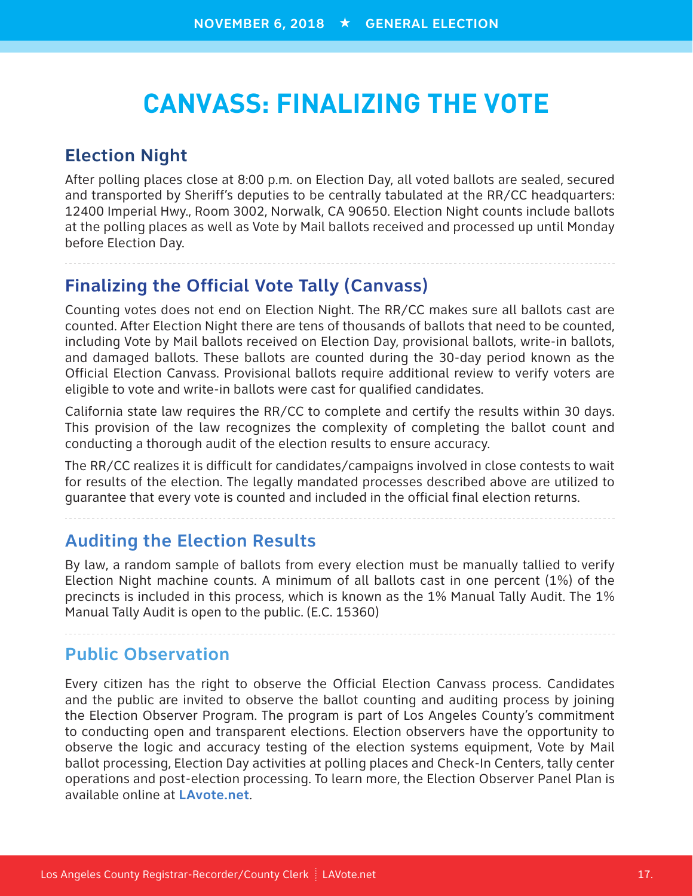# CANVASS: FINALIZING THE VOTE

## Election Night

After polling places close at 8:00 p.m. on Election Day, all voted ballots are sealed, secured and transported by Sheriff's deputies to be centrally tabulated at the RR/CC headquarters: 12400 Imperial Hwy., Room 3002, Norwalk, CA 90650. Election Night counts include ballots at the polling places as well as Vote by Mail ballots received and processed up until Monday before Election Day.

## Finalizing the Official Vote Tally (Canvass)

Counting votes does not end on Election Night. The RR/CC makes sure all ballots cast are counted. After Election Night there are tens of thousands of ballots that need to be counted, including Vote by Mail ballots received on Election Day, provisional ballots, write-in ballots, and damaged ballots. These ballots are counted during the 30-day period known as the Official Election Canvass. Provisional ballots require additional review to verify voters are eligible to vote and write-in ballots were cast for qualified candidates.

California state law requires the RR/CC to complete and certify the results within 30 days. This provision of the law recognizes the complexity of completing the ballot count and conducting a thorough audit of the election results to ensure accuracy.

The RR/CC realizes it is difficult for candidates/campaigns involved in close contests to wait for results of the election. The legally mandated processes described above are utilized to guarantee that every vote is counted and included in the official final election returns.

## Auditing the Election Results

By law, a random sample of ballots from every election must be manually tallied to verify Election Night machine counts. A minimum of all ballots cast in one percent (1%) of the precincts is included in this process, which is known as the 1% Manual Tally Audit. The 1% Manual Tally Audit is open to the public. (E.C. 15360)

## Public Observation

Every citizen has the right to observe the Official Election Canvass process. Candidates and the public are invited to observe the ballot counting and auditing process by joining the Election Observer Program. The program is part of Los Angeles County's commitment to conducting open and transparent elections. Election observers have the opportunity to observe the logic and accuracy testing of the election systems equipment, Vote by Mail ballot processing, Election Day activities at polling places and Check-In Centers, tally center operations and post-election processing. To learn more, the Election Observer Panel Plan is available online at **LAvote.net**.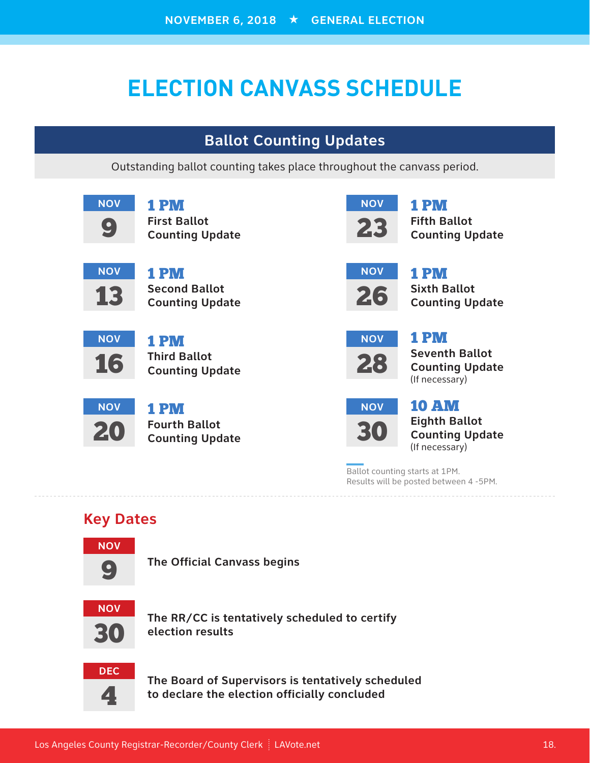NOVEMBER 6, 2018 ★ GENERAL ELECTION

# ELECTION CANVASS SCHEDULE

## Ballot Counting Updates

Outstanding ballot counting takes place throughout the canvass period.

**NOV 9** — **1 PM**
First Ballot Counting Update

**NOV 13** — **1 PM**
Second Ballot Counting Update

**NOV 16** — **1 PM**
Third Ballot Counting Update

**NOV 20** — **1 PM**
Fourth Ballot Counting Update

**NOV 23** — **1 PM**
Fifth Ballot Counting Update

**NOV 26** — **1 PM**
Sixth Ballot Counting Update

**NOV 28** — **1 PM**
Seventh Ballot Counting Update
(If necessary)

**NOV 30** — **10 AM**
Eighth Ballot Counting Update
(If necessary)

Ballot counting starts at 1PM.
Results will be posted between 4 -5PM.

---

## Key Dates

**NOV 9** — The Official Canvass begins

**NOV 30** — The RR/CC is tentatively scheduled to certify election results

**DEC 4** — The Board of Supervisors is tentatively scheduled to declare the election officially concluded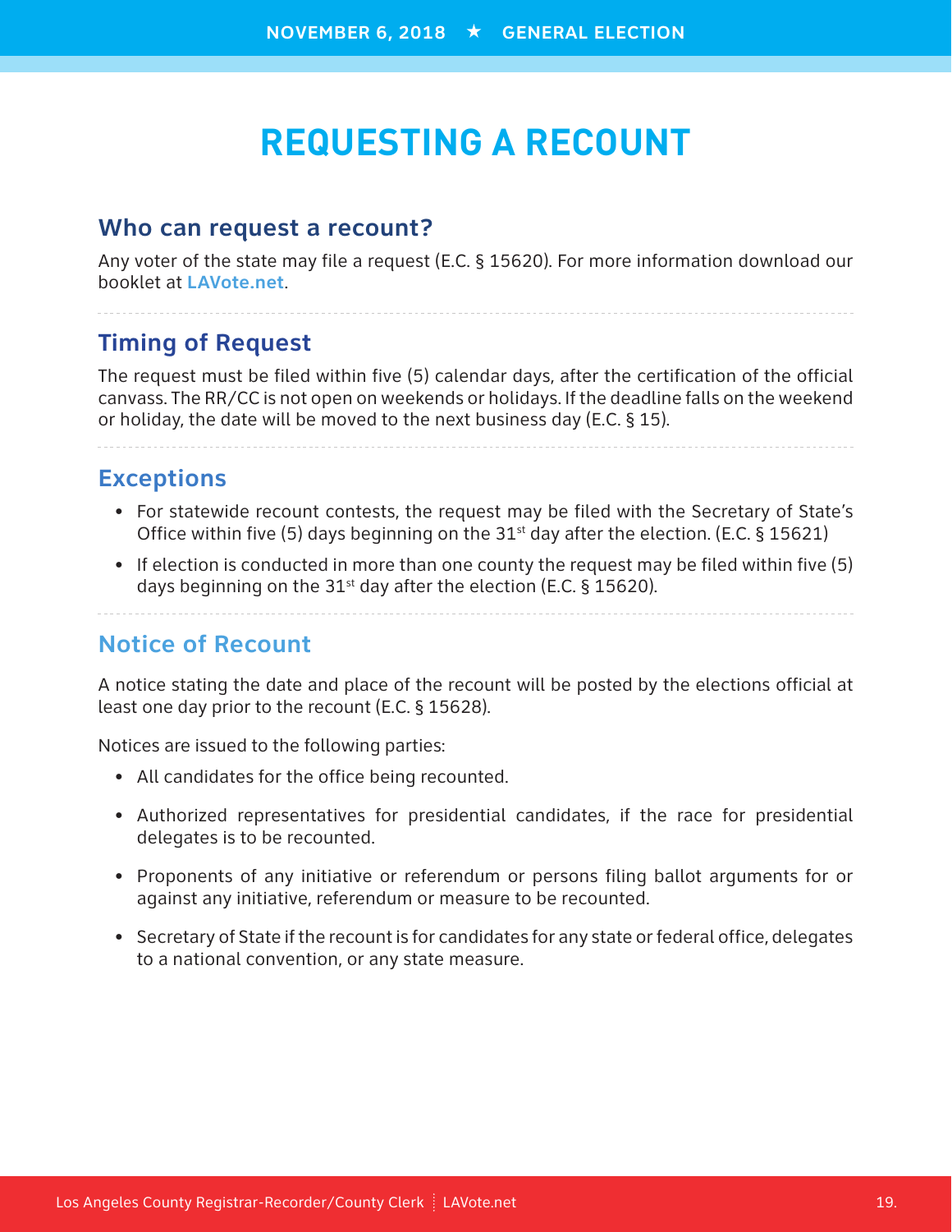# REQUESTING A RECOUNT

## Who can request a recount?

Any voter of the state may file a request (E.C. § 15620). For more information download our booklet at **LAVote.net**.

## Timing of Request

The request must be filed within five (5) calendar days, after the certification of the official canvass. The RR/CC is not open on weekends or holidays. If the deadline falls on the weekend or holiday, the date will be moved to the next business day (E.C. § 15).

## Exceptions

- For statewide recount contests, the request may be filed with the Secretary of State's Office within five (5) days beginning on the 31st day after the election. (E.C. § 15621)
- If election is conducted in more than one county the request may be filed within five (5) days beginning on the 31st day after the election (E.C. § 15620).

## Notice of Recount

A notice stating the date and place of the recount will be posted by the elections official at least one day prior to the recount (E.C. § 15628).

Notices are issued to the following parties:

- All candidates for the office being recounted.
- Authorized representatives for presidential candidates, if the race for presidential delegates is to be recounted.
- Proponents of any initiative or referendum or persons filing ballot arguments for or against any initiative, referendum or measure to be recounted.
- Secretary of State if the recount is for candidates for any state or federal office, delegates to a national convention, or any state measure.